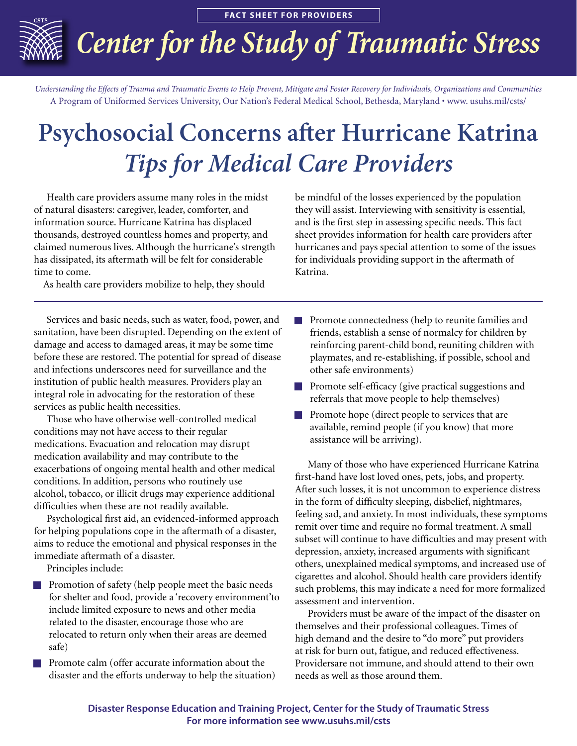FACT SHEET FOR PROVIDERS

# Center for the Study of Traumatic Stress

*Understanding the Effects of Trauma and Traumatic Events to Help Prevent, Mitigate and Foster Recovery for Individuals, Organizations and Communities*
A Program of Uniformed Services University, Our Nation's Federal Medical School, Bethesda, Maryland • www. usuhs.mil/csts/

# Psychosocial Concerns after Hurricane Katrina
## *Tips for Medical Care Providers*

Health care providers assume many roles in the midst of natural disasters: caregiver, leader, comforter, and information source. Hurricane Katrina has displaced thousands, destroyed countless homes and property, and claimed numerous lives. Although the hurricane's strength has dissipated, its aftermath will be felt for considerable time to come.

As health care providers mobilize to help, they should be mindful of the losses experienced by the population they will assist. Interviewing with sensitivity is essential, and is the first step in assessing specific needs. This fact sheet provides information for health care providers after hurricanes and pays special attention to some of the issues for individuals providing support in the aftermath of Katrina.

---

Services and basic needs, such as water, food, power, and sanitation, have been disrupted. Depending on the extent of damage and access to damaged areas, it may be some time before these are restored. The potential for spread of disease and infections underscores need for surveillance and the institution of public health measures. Providers play an integral role in advocating for the restoration of these services as public health necessities.

Those who have otherwise well-controlled medical conditions may not have access to their regular medications. Evacuation and relocation may disrupt medication availability and may contribute to the exacerbations of ongoing mental health and other medical conditions. In addition, persons who routinely use alcohol, tobacco, or illicit drugs may experience additional difficulties when these are not readily available.

Psychological first aid, an evidenced-informed approach for helping populations cope in the aftermath of a disaster, aims to reduce the emotional and physical responses in the immediate aftermath of a disaster.

Principles include:

- Promotion of safety (help people meet the basic needs for shelter and food, provide a 'recovery environment'to include limited exposure to news and other media related to the disaster, encourage those who are relocated to return only when their areas are deemed safe)
- Promote calm (offer accurate information about the disaster and the efforts underway to help the situation)
- Promote connectedness (help to reunite families and friends, establish a sense of normalcy for children by reinforcing parent-child bond, reuniting children with playmates, and re-establishing, if possible, school and other safe environments)
- Promote self-efficacy (give practical suggestions and referrals that move people to help themselves)
- Promote hope (direct people to services that are available, remind people (if you know) that more assistance will be arriving).

Many of those who have experienced Hurricane Katrina first-hand have lost loved ones, pets, jobs, and property. After such losses, it is not uncommon to experience distress in the form of difficulty sleeping, disbelief, nightmares, feeling sad, and anxiety. In most individuals, these symptoms remit over time and require no formal treatment. A small subset will continue to have difficulties and may present with depression, anxiety, increased arguments with significant others, unexplained medical symptoms, and increased use of cigarettes and alcohol. Should health care providers identify such problems, this may indicate a need for more formalized assessment and intervention.

Providers must be aware of the impact of the disaster on themselves and their professional colleagues. Times of high demand and the desire to "do more" put providers at risk for burn out, fatigue, and reduced effectiveness. Providersare not immune, and should attend to their own needs as well as those around them.

**Disaster Response Education and Training Project, Center for the Study of Traumatic Stress**
**For more information see www.usuhs.mil/csts**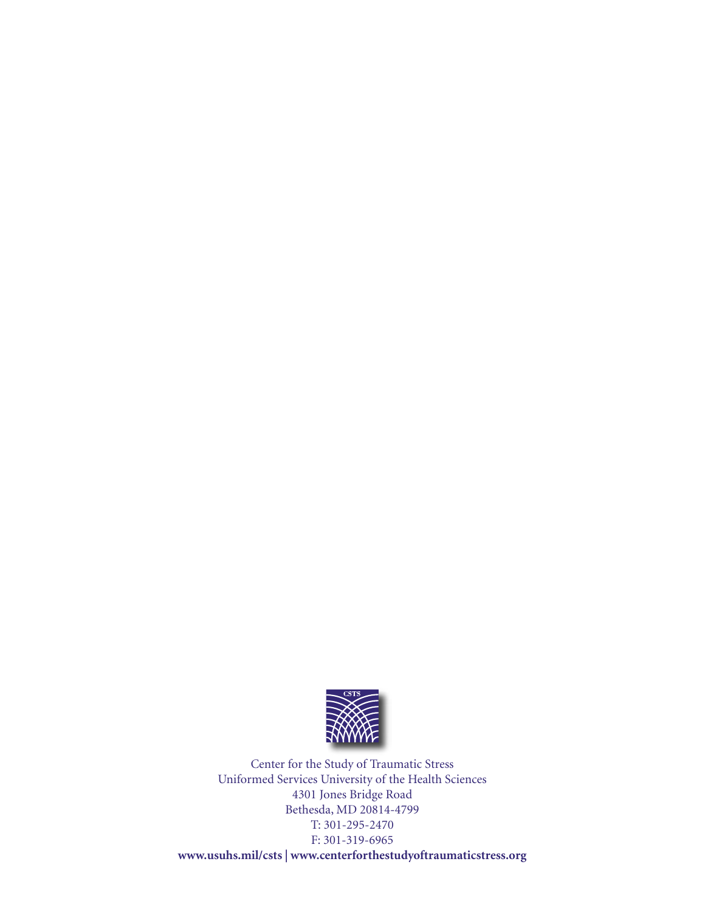CSTS

Center for the Study of Traumatic Stress
Uniformed Services University of the Health Sciences
4301 Jones Bridge Road
Bethesda, MD 20814-4799
T: 301-295-2470
F: 301-319-6965
**www.usuhs.mil/csts | www.centerforthestudyoftraumaticstress.org**